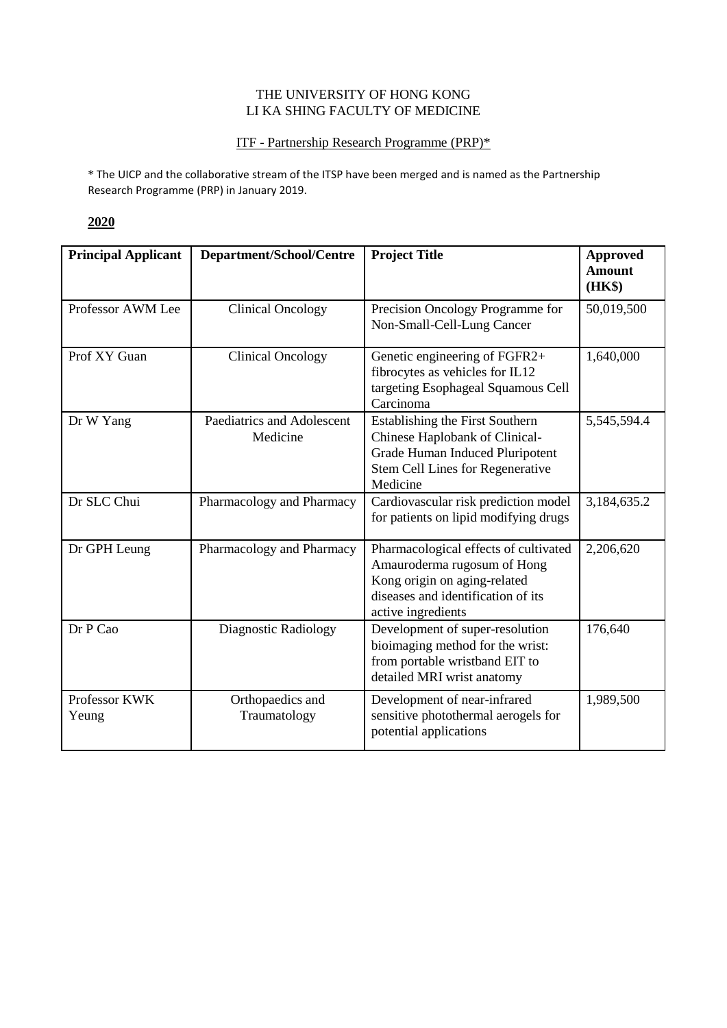THE UNIVERSITY OF HONG KONG
LI KA SHING FACULTY OF MEDICINE

ITF - Partnership Research Programme (PRP)*

* The UICP and the collaborative stream of the ITSP have been merged and is named as the Partnership Research Programme (PRP) in January 2019.

**2020**

| **Principal Applicant** | **Department/School/Centre** | **Project Title** | **Approved Amount (HK$)** |
|---|---|---|---|
| Professor AWM Lee | Clinical Oncology | Precision Oncology Programme for Non-Small-Cell-Lung Cancer | 50,019,500 |
| Prof XY Guan | Clinical Oncology | Genetic engineering of FGFR2+ fibrocytes as vehicles for IL12 targeting Esophageal Squamous Cell Carcinoma | 1,640,000 |
| Dr W Yang | Paediatrics and Adolescent Medicine | Establishing the First Southern Chinese Haplobank of Clinical-Grade Human Induced Pluripotent Stem Cell Lines for Regenerative Medicine | 5,545,594.4 |
| Dr SLC Chui | Pharmacology and Pharmacy | Cardiovascular risk prediction model for patients on lipid modifying drugs | 3,184,635.2 |
| Dr GPH Leung | Pharmacology and Pharmacy | Pharmacological effects of cultivated Amauroderma rugosum of Hong Kong origin on aging-related diseases and identification of its active ingredients | 2,206,620 |
| Dr P Cao | Diagnostic Radiology | Development of super-resolution bioimaging method for the wrist: from portable wristband EIT to detailed MRI wrist anatomy | 176,640 |
| Professor KWK Yeung | Orthopaedics and Traumatology | Development of near-infrared sensitive photothermal aerogels for potential applications | 1,989,500 |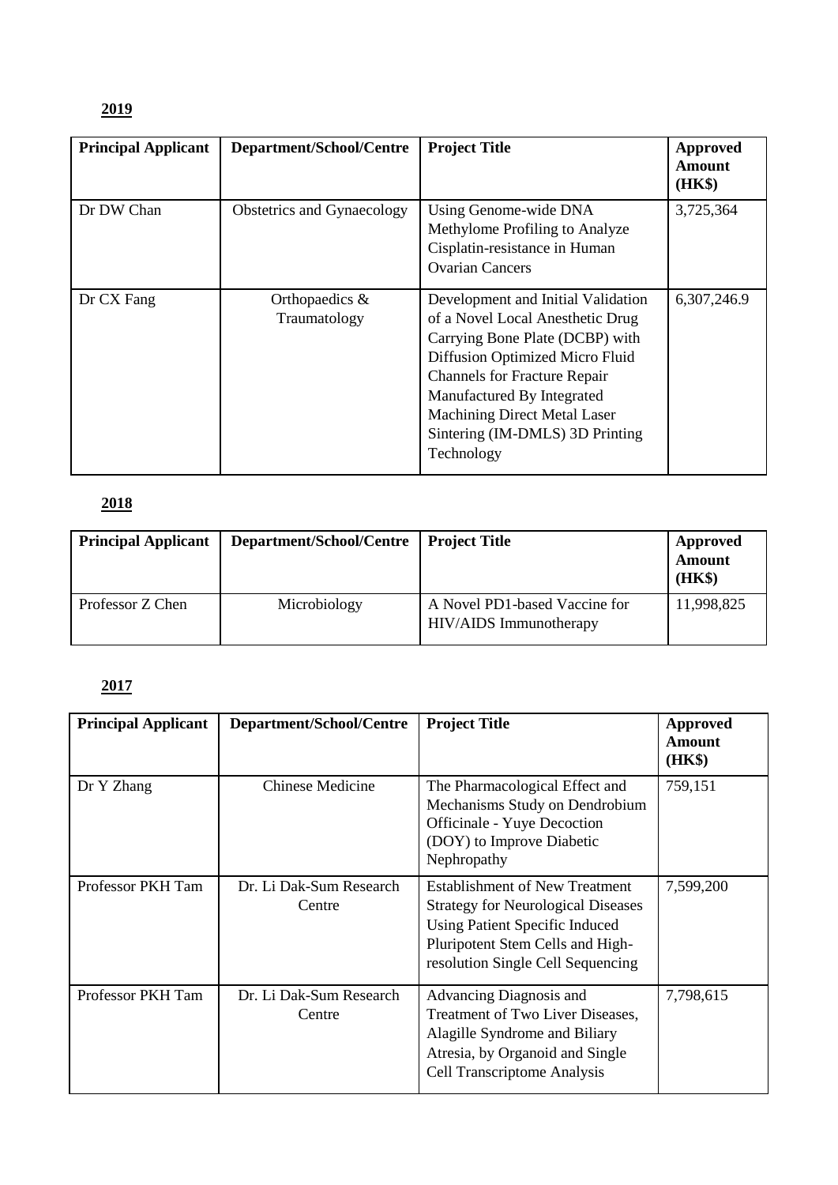**2019**

| Principal Applicant | Department/School/Centre | Project Title | Approved Amount (HK$) |
| --- | --- | --- | --- |
| Dr DW Chan | Obstetrics and Gynaecology | Using Genome-wide DNA Methylome Profiling to Analyze Cisplatin-resistance in Human Ovarian Cancers | 3,725,364 |
| Dr CX Fang | Orthopaedics & Traumatology | Development and Initial Validation of a Novel Local Anesthetic Drug Carrying Bone Plate (DCBP) with Diffusion Optimized Micro Fluid Channels for Fracture Repair Manufactured By Integrated Machining Direct Metal Laser Sintering (IM-DMLS) 3D Printing Technology | 6,307,246.9 |

**2018**

| Principal Applicant | Department/School/Centre | Project Title | Approved Amount (HK$) |
| --- | --- | --- | --- |
| Professor Z Chen | Microbiology | A Novel PD1-based Vaccine for HIV/AIDS Immunotherapy | 11,998,825 |

**2017**

| Principal Applicant | Department/School/Centre | Project Title | Approved Amount (HK$) |
| --- | --- | --- | --- |
| Dr Y Zhang | Chinese Medicine | The Pharmacological Effect and Mechanisms Study on Dendrobium Officinale - Yuye Decoction (DOY) to Improve Diabetic Nephropathy | 759,151 |
| Professor PKH Tam | Dr. Li Dak-Sum Research Centre | Establishment of New Treatment Strategy for Neurological Diseases Using Patient Specific Induced Pluripotent Stem Cells and High-resolution Single Cell Sequencing | 7,599,200 |
| Professor PKH Tam | Dr. Li Dak-Sum Research Centre | Advancing Diagnosis and Treatment of Two Liver Diseases, Alagille Syndrome and Biliary Atresia, by Organoid and Single Cell Transcriptome Analysis | 7,798,615 |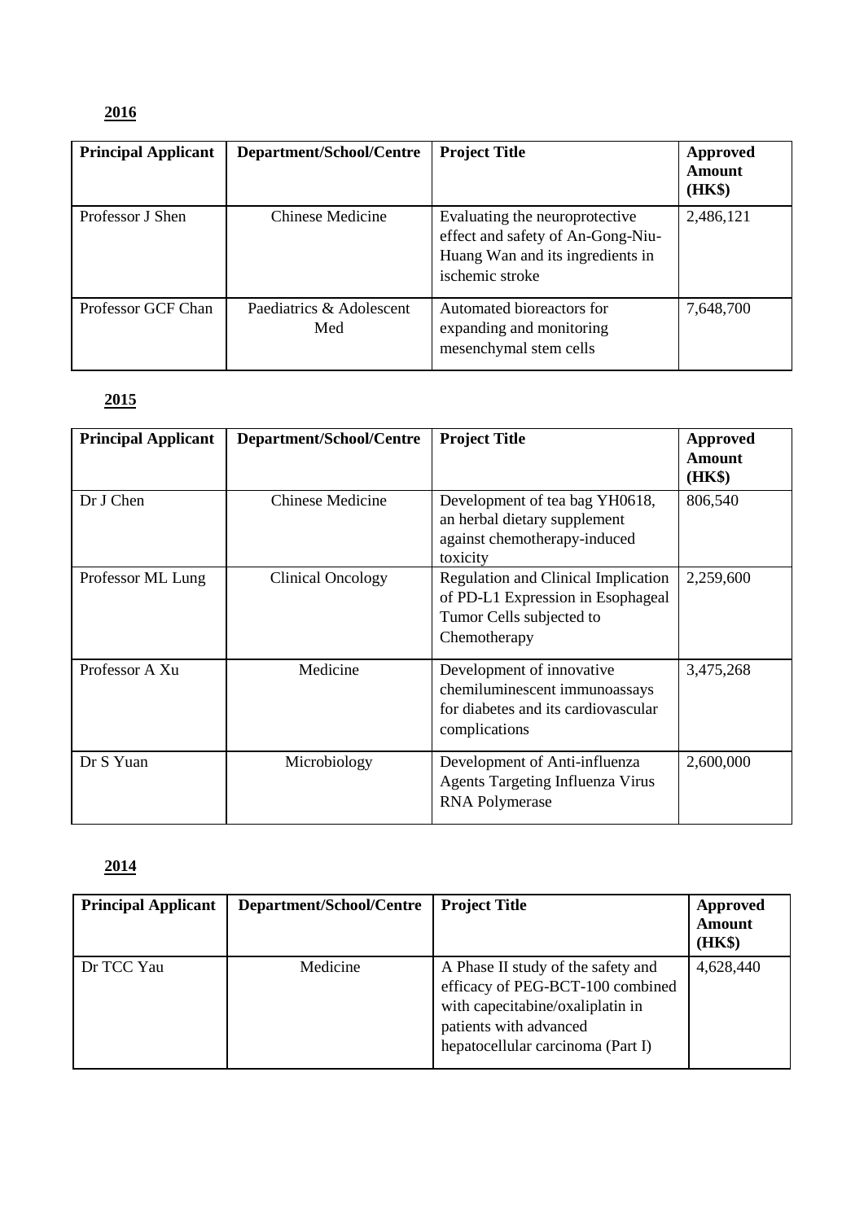**2016**

| Principal Applicant | Department/School/Centre | Project Title | Approved Amount (HK$) |
|---|---|---|---|
| Professor J Shen | Chinese Medicine | Evaluating the neuroprotective effect and safety of An-Gong-Niu-Huang Wan and its ingredients in ischemic stroke | 2,486,121 |
| Professor GCF Chan | Paediatrics & Adolescent Med | Automated bioreactors for expanding and monitoring mesenchymal stem cells | 7,648,700 |

**2015**

| Principal Applicant | Department/School/Centre | Project Title | Approved Amount (HK$) |
|---|---|---|---|
| Dr J Chen | Chinese Medicine | Development of tea bag YH0618, an herbal dietary supplement against chemotherapy-induced toxicity | 806,540 |
| Professor ML Lung | Clinical Oncology | Regulation and Clinical Implication of PD-L1 Expression in Esophageal Tumor Cells subjected to Chemotherapy | 2,259,600 |
| Professor A Xu | Medicine | Development of innovative chemiluminescent immunoassays for diabetes and its cardiovascular complications | 3,475,268 |
| Dr S Yuan | Microbiology | Development of Anti-influenza Agents Targeting Influenza Virus RNA Polymerase | 2,600,000 |

**2014**

| Principal Applicant | Department/School/Centre | Project Title | Approved Amount (HK$) |
|---|---|---|---|
| Dr TCC Yau | Medicine | A Phase II study of the safety and efficacy of PEG-BCT-100 combined with capecitabine/oxaliplatin in patients with advanced hepatocellular carcinoma (Part I) | 4,628,440 |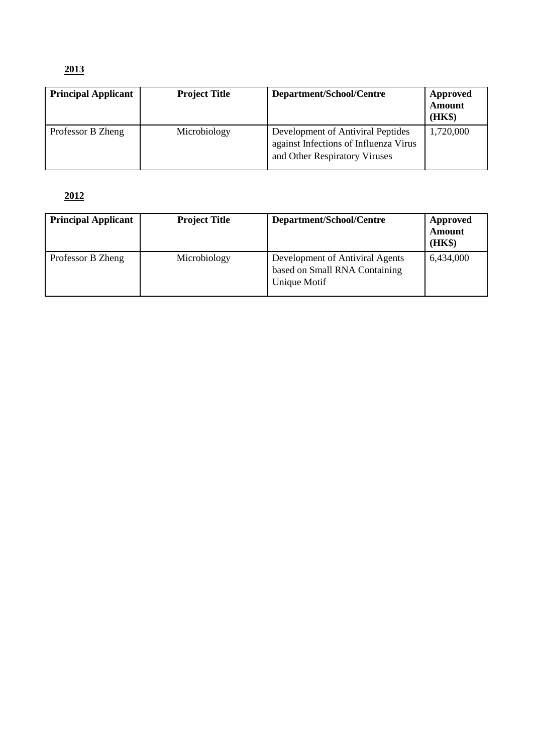**2013**

| Principal Applicant | Project Title | Department/School/Centre | Approved Amount (HK$) |
|---|---|---|---|
| Professor B Zheng | Microbiology | Development of Antiviral Peptides against Infections of Influenza Virus and Other Respiratory Viruses | 1,720,000 |

**2012**

| Principal Applicant | Project Title | Department/School/Centre | Approved Amount (HK$) |
|---|---|---|---|
| Professor B Zheng | Microbiology | Development of Antiviral Agents based on Small RNA Containing Unique Motif | 6,434,000 |